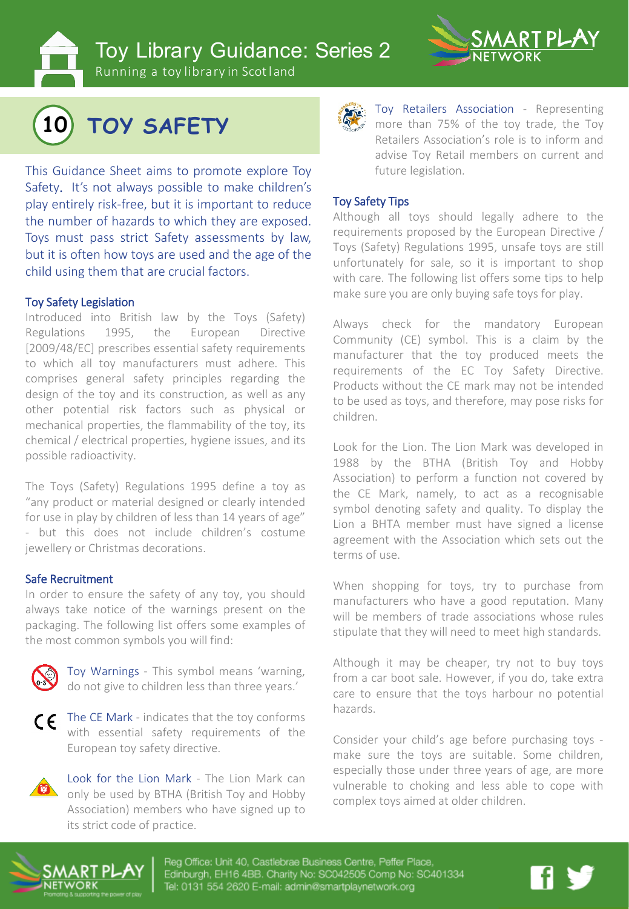# Toy Library Guidance: Series 2

Running a toy library in Scotland

## 10 TOY SAFETY

This Guidance Sheet aims to promote explore Toy Safety. It's not always possible to make children's play entirely risk-free, but it is important to reduce the number of hazards to which they are exposed. Toys must pass strict Safety assessments by law, but it is often how toys are used and the age of the child using them that are crucial factors.

### Toy Safety Legislation

Introduced into British law by the Toys (Safety) Regulations 1995, the European Directive [2009/48/EC] prescribes essential safety requirements to which all toy manufacturers must adhere. This comprises general safety principles regarding the design of the toy and its construction, as well as any other potential risk factors such as physical or mechanical properties, the flammability of the toy, its chemical / electrical properties, hygiene issues, and its possible radioactivity.

The Toys (Safety) Regulations 1995 define a toy as "any product or material designed or clearly intended for use in play by children of less than 14 years of age" - but this does not include children's costume jewellery or Christmas decorations.

### Safe Recruitment

In order to ensure the safety of any toy, you should always take notice of the warnings present on the packaging. The following list offers some examples of the most common symbols you will find:

- Toy Warnings - This symbol means 'warning, do not give to children less than three years.'
- The CE Mark - indicates that the toy conforms with essential safety requirements of the European toy safety directive.
- Look for the Lion Mark - The Lion Mark can only be used by BTHA (British Toy and Hobby Association) members who have signed up to its strict code of practice.
- Toy Retailers Association - Representing more than 75% of the toy trade, the Toy Retailers Association's role is to inform and advise Toy Retail members on current and future legislation.

### Toy Safety Tips

Although all toys should legally adhere to the requirements proposed by the European Directive / Toys (Safety) Regulations 1995, unsafe toys are still unfortunately for sale, so it is important to shop with care. The following list offers some tips to help make sure you are only buying safe toys for play.

Always check for the mandatory European Community (CE) symbol. This is a claim by the manufacturer that the toy produced meets the requirements of the EC Toy Safety Directive. Products without the CE mark may not be intended to be used as toys, and therefore, may pose risks for children.

Look for the Lion. The Lion Mark was developed in 1988 by the BTHA (British Toy and Hobby Association) to perform a function not covered by the CE Mark, namely, to act as a recognisable symbol denoting safety and quality. To display the Lion a BHTA member must have signed a license agreement with the Association which sets out the terms of use.

When shopping for toys, try to purchase from manufacturers who have a good reputation. Many will be members of trade associations whose rules stipulate that they will need to meet high standards.

Although it may be cheaper, try not to buy toys from a car boot sale. However, if you do, take extra care to ensure that the toys harbour no potential hazards.

Consider your child's age before purchasing toys - make sure the toys are suitable. Some children, especially those under three years of age, are more vulnerable to choking and less able to cope with complex toys aimed at older children.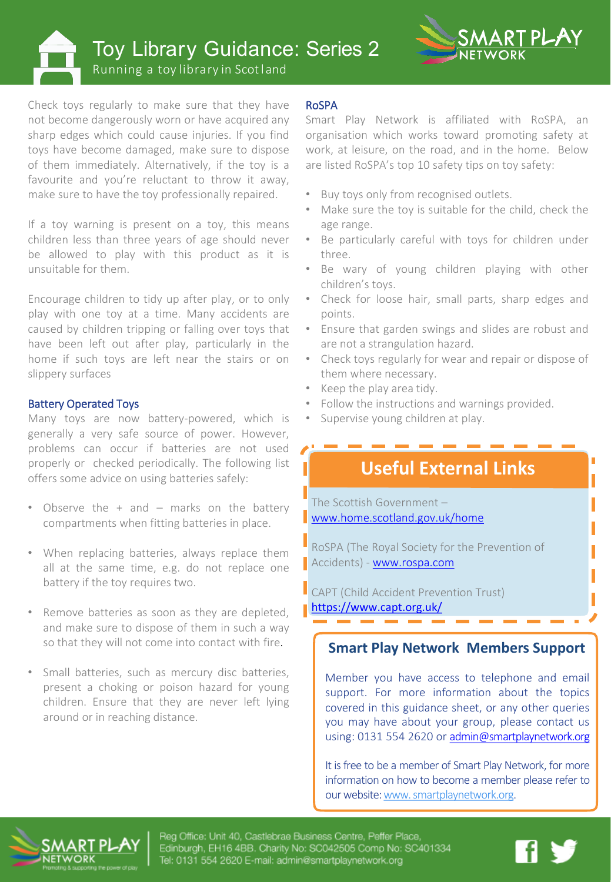# Toy Library Guidance: Series 2

Running a toy library in Scotland

Check toys regularly to make sure that they have not become dangerously worn or have acquired any sharp edges which could cause injuries. If you find toys have become damaged, make sure to dispose of them immediately. Alternatively, if the toy is a favourite and you're reluctant to throw it away, make sure to have the toy professionally repaired.

If a toy warning is present on a toy, this means children less than three years of age should never be allowed to play with this product as it is unsuitable for them.

Encourage children to tidy up after play, or to only play with one toy at a time. Many accidents are caused by children tripping or falling over toys that have been left out after play, particularly in the home if such toys are left near the stairs or on slippery surfaces

## Battery Operated Toys

Many toys are now battery-powered, which is generally a very safe source of power. However, problems can occur if batteries are not used properly or checked periodically. The following list offers some advice on using batteries safely:

- Observe the + and – marks on the battery compartments when fitting batteries in place.
- When replacing batteries, always replace them all at the same time, e.g. do not replace one battery if the toy requires two.
- Remove batteries as soon as they are depleted, and make sure to dispose of them in such a way so that they will not come into contact with fire.
- Small batteries, such as mercury disc batteries, present a choking or poison hazard for young children. Ensure that they are never left lying around or in reaching distance.

## RoSPA

Smart Play Network is affiliated with RoSPA, an organisation which works toward promoting safety at work, at leisure, on the road, and in the home. Below are listed RoSPA's top 10 safety tips on toy safety:

- Buy toys only from recognised outlets.
- Make sure the toy is suitable for the child, check the age range.
- Be particularly careful with toys for children under three.
- Be wary of young children playing with other children's toys.
- Check for loose hair, small parts, sharp edges and points.
- Ensure that garden swings and slides are robust and are not a strangulation hazard.
- Check toys regularly for wear and repair or dispose of them where necessary.
- Keep the play area tidy.
- Follow the instructions and warnings provided.
- Supervise young children at play.

## Useful External Links

The Scottish Government – www.home.scotland.gov.uk/home

RoSPA (The Royal Society for the Prevention of Accidents) - www.rospa.com

CAPT (Child Accident Prevention Trust) https://www.capt.org.uk/

## Smart Play Network Members Support

Member you have access to telephone and email support. For more information about the topics covered in this guidance sheet, or any other queries you may have about your group, please contact us using: 0131 554 2620 or admin@smartplaynetwork.org

It is free to be a member of Smart Play Network, for more information on how to become a member please refer to our website: www. smartplaynetwork.org.

Reg Office: Unit 40, Castlebrae Business Centre, Peffer Place, Edinburgh, EH16 4BB. Charity No: SC042505 Comp No: SC401334
Tel: 0131 554 2620 E-mail: admin@smartplaynetwork.org